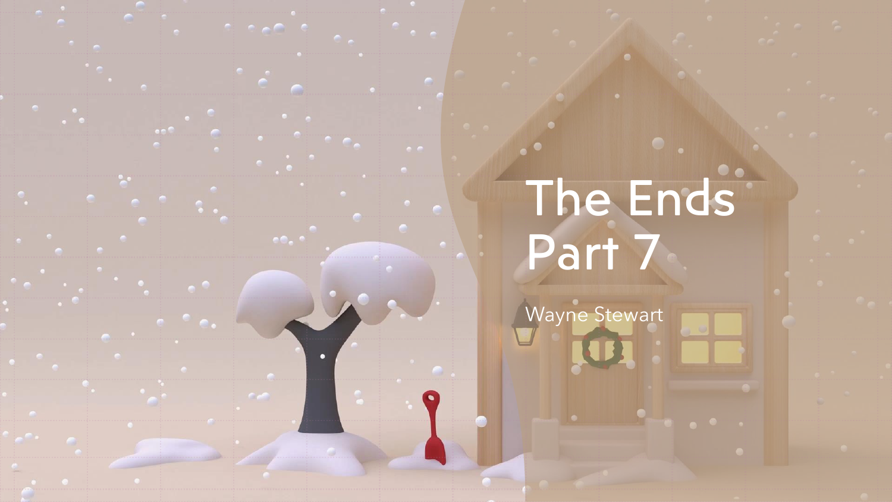# The Ends Part 7

Wayne Stewart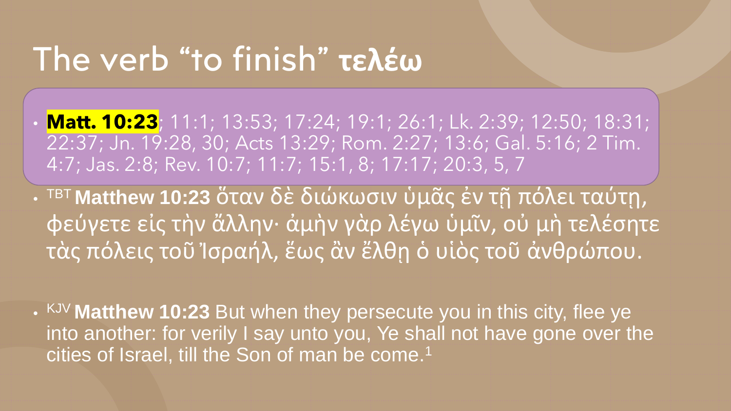# The verb “to finish” **τελέω**

- **Matt. 10:23**; 11:1; 13:53; 17:24; 19:1; 26:1; Lk. 2:39; 12:50; 18:31; 22:37; Jn. 19:28, 30; Acts 13:29; Rom. 2:27; 13:6; Gal. 5:16; 2 Tim. 4:7; Jas. 2:8; Rev. 10:7; 11:7; 15:1, 8; 17:17; 20:3, 5, 7
- TBT **Matthew 10:23** ὅταν δὲ διώκωσιν ὑμᾶς ἐν τῇ πόλει ταύτῃ, φεύγετε εἰς τὴν ἄλλην· ἀμὴν γὰρ λέγω ὑμῖν, οὐ μὴ τελέσητε τὰς πόλεις τοῦ Ἰσραήλ, ἕως ἂν ἔλθῃ ὁ υἱὸς τοῦ ἀνθρώπου.
- KJV **Matthew 10:23** But when they persecute you in this city, flee ye into another: for verily I say unto you, Ye shall not have gone over the cities of Israel, till the Son of man be come.[1]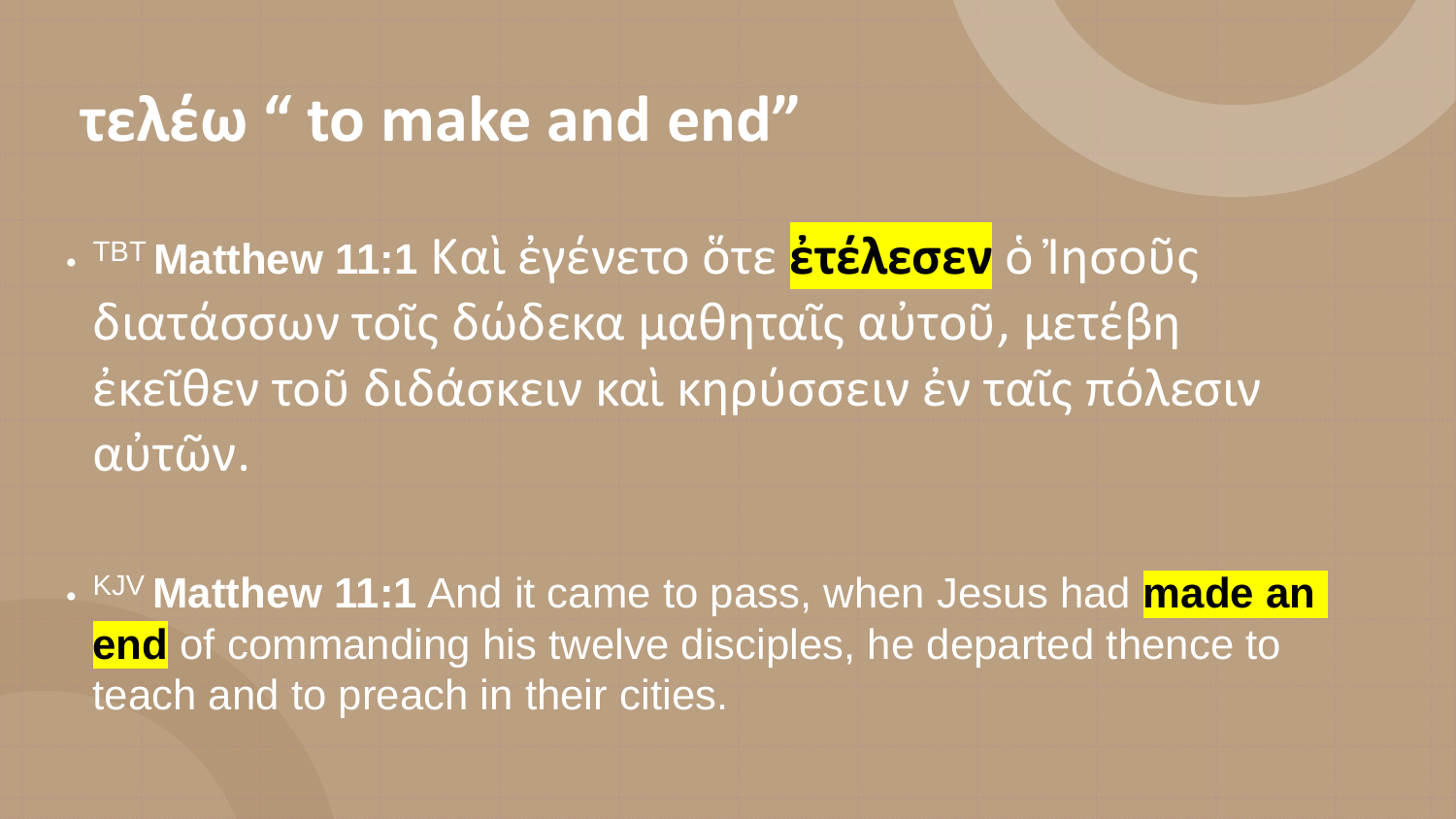# τελέω " to make and end"

- TBT **Matthew 11:1** Καὶ ἐγένετο ὅτε **ἐτέλεσεν** ὁ Ἰησοῦς διατάσσων τοῖς δώδεκα μαθηταῖς αὐτοῦ, μετέβη ἐκεῖθεν τοῦ διδάσκειν καὶ κηρύσσειν ἐν ταῖς πόλεσιν αὐτῶν.

- KJV **Matthew 11:1** And it came to pass, when Jesus had **made an end** of commanding his twelve disciples, he departed thence to teach and to preach in their cities.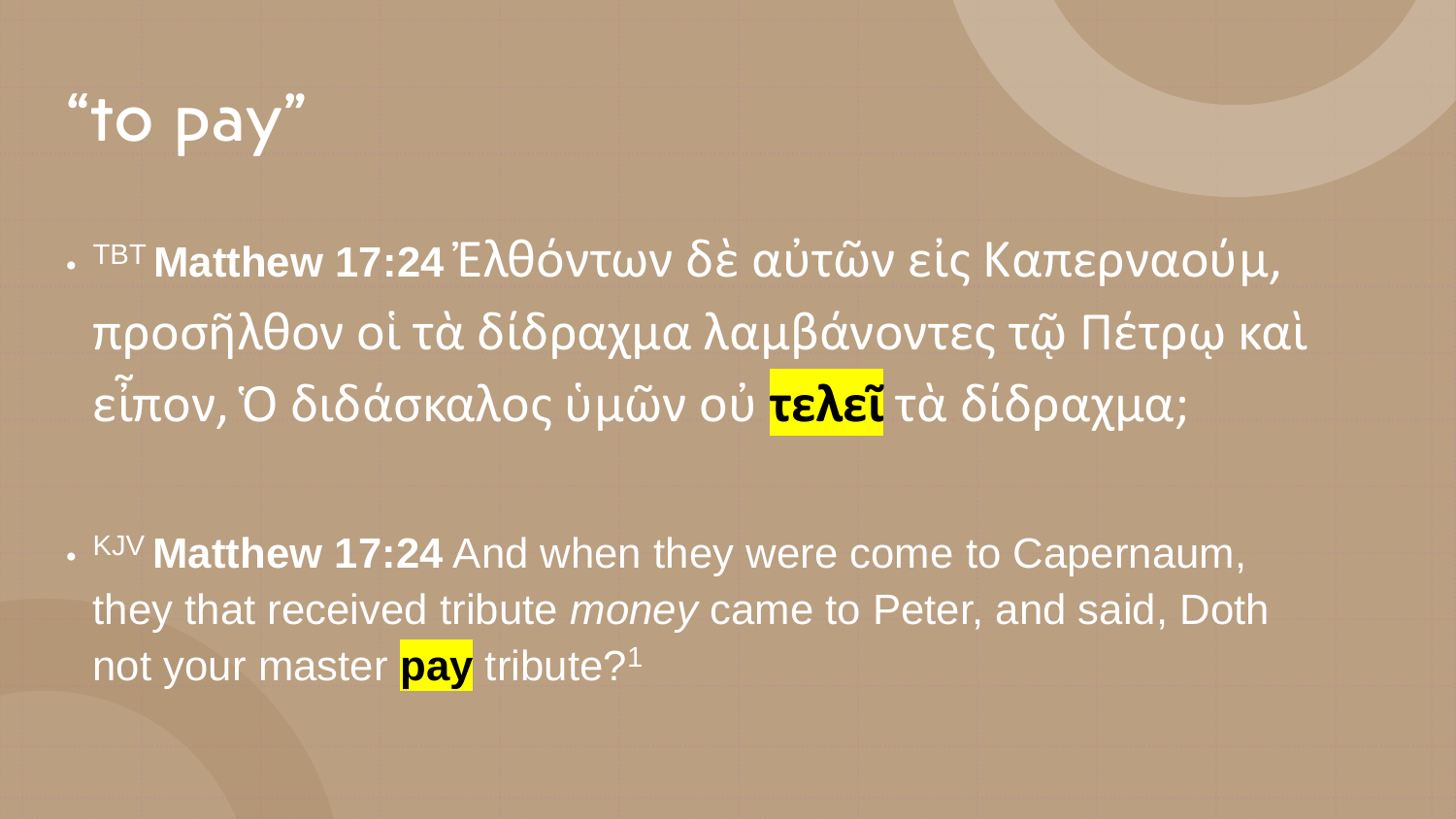# “to pay”

- [TBT] **Matthew 17:24** Ἐλθόντων δὲ αὐτῶν εἰς Καπερναούμ, προσῆλθον οἱ τὰ δίδραχμα λαμβάνοντες τῷ Πέτρῳ καὶ εἶπον, Ὁ διδάσκαλος ὑμῶν οὐ **τελεῖ** τὰ δίδραχμα;

- [KJV] **Matthew 17:24** And when they were come to Capernaum, they that received tribute *money* came to Peter, and said, Doth not your master **pay** tribute?[1]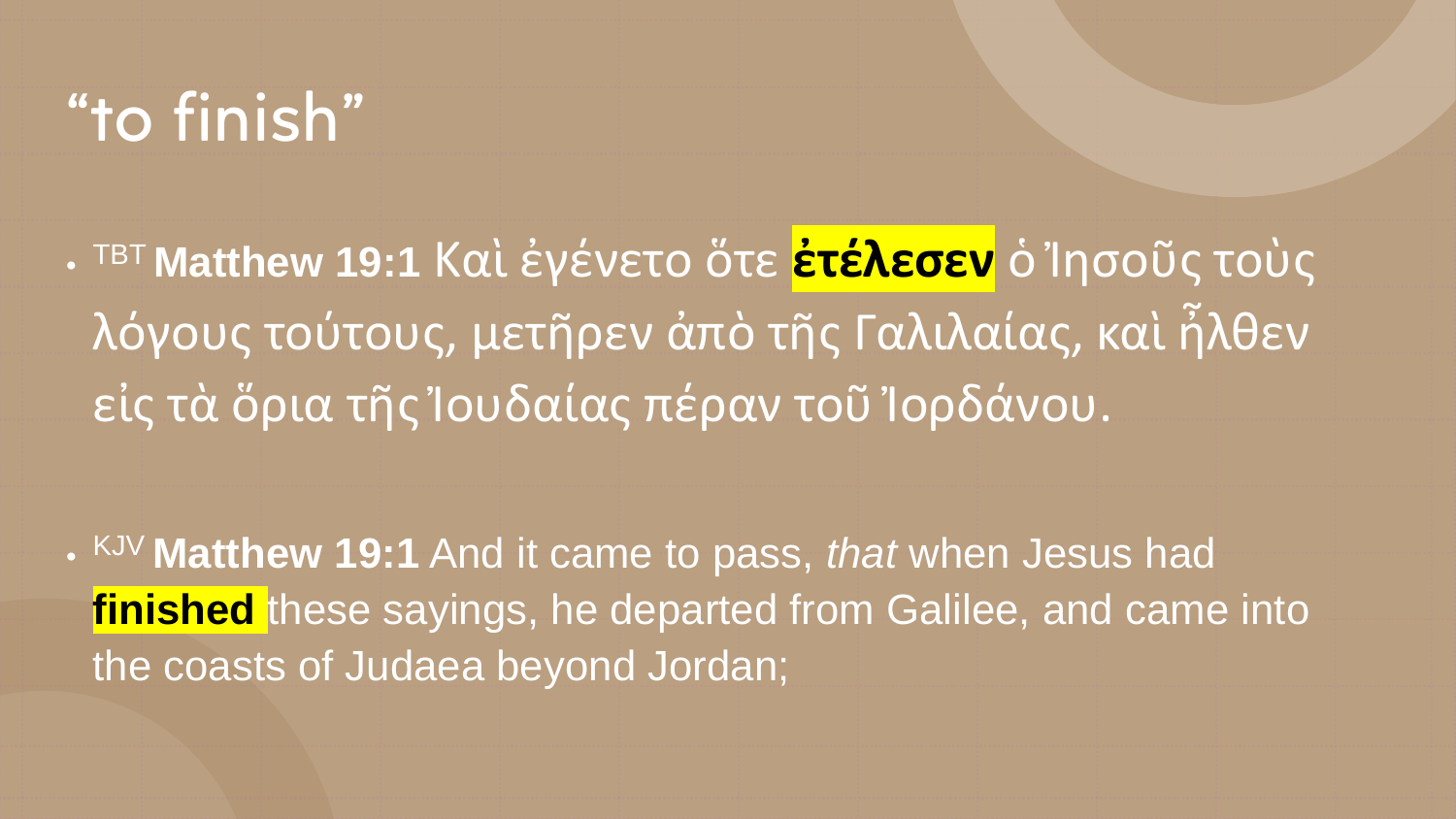# “to finish”

- [TBT] **Matthew 19:1** Καὶ ἐγένετο ὅτε **ἐτέλεσεν** ὁ Ἰησοῦς τοὺς λόγους τούτους, μετῆρεν ἀπὸ τῆς Γαλιλαίας, καὶ ἦλθεν εἰς τὰ ὅρια τῆς Ἰουδαίας πέραν τοῦ Ἰορδάνου.

- [KJV] **Matthew 19:1** And it came to pass, *that* when Jesus had **finished** these sayings, he departed from Galilee, and came into the coasts of Judaea beyond Jordan;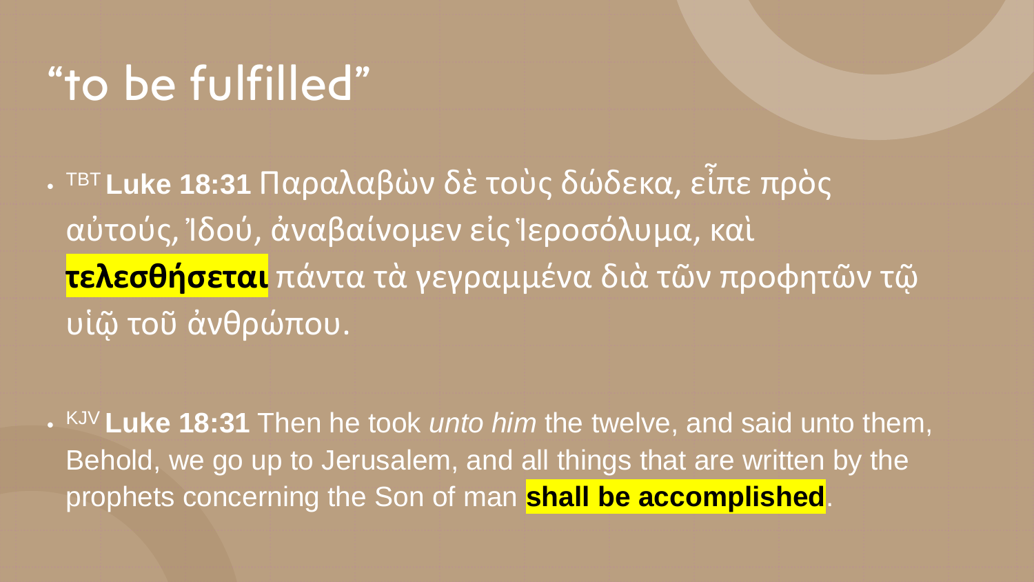# “to be fulfilled”

- TBT **Luke 18:31** Παραλαβὼν δὲ τοὺς δώδεκα, εἶπε πρὸς αὐτούς, Ἰδού, ἀναβαίνομεν εἰς Ἱεροσόλυμα, καὶ **τελεσθήσεται** πάντα τὰ γεγραμμένα διὰ τῶν προφητῶν τῷ υἱῷ τοῦ ἀνθρώπου.

- KJV **Luke 18:31** Then he took *unto him* the twelve, and said unto them, Behold, we go up to Jerusalem, and all things that are written by the prophets concerning the Son of man **shall be accomplished**.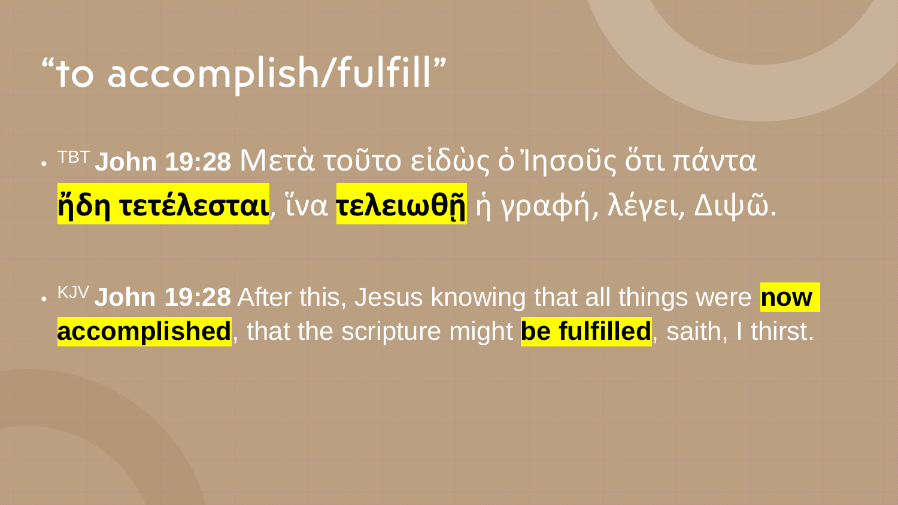# “to accomplish/fulfill”

- TBT **John 19:28** Μετὰ τοῦτο εἰδὼς ὁ Ἰησοῦς ὅτι πάντα **ἤδη τετέλεσται**, ἵνα **τελειωθῇ** ἡ γραφή, λέγει, Διψῶ.

- KJV **John 19:28** After this, Jesus knowing that all things were **now accomplished**, that the scripture might **be fulfilled**, saith, I thirst.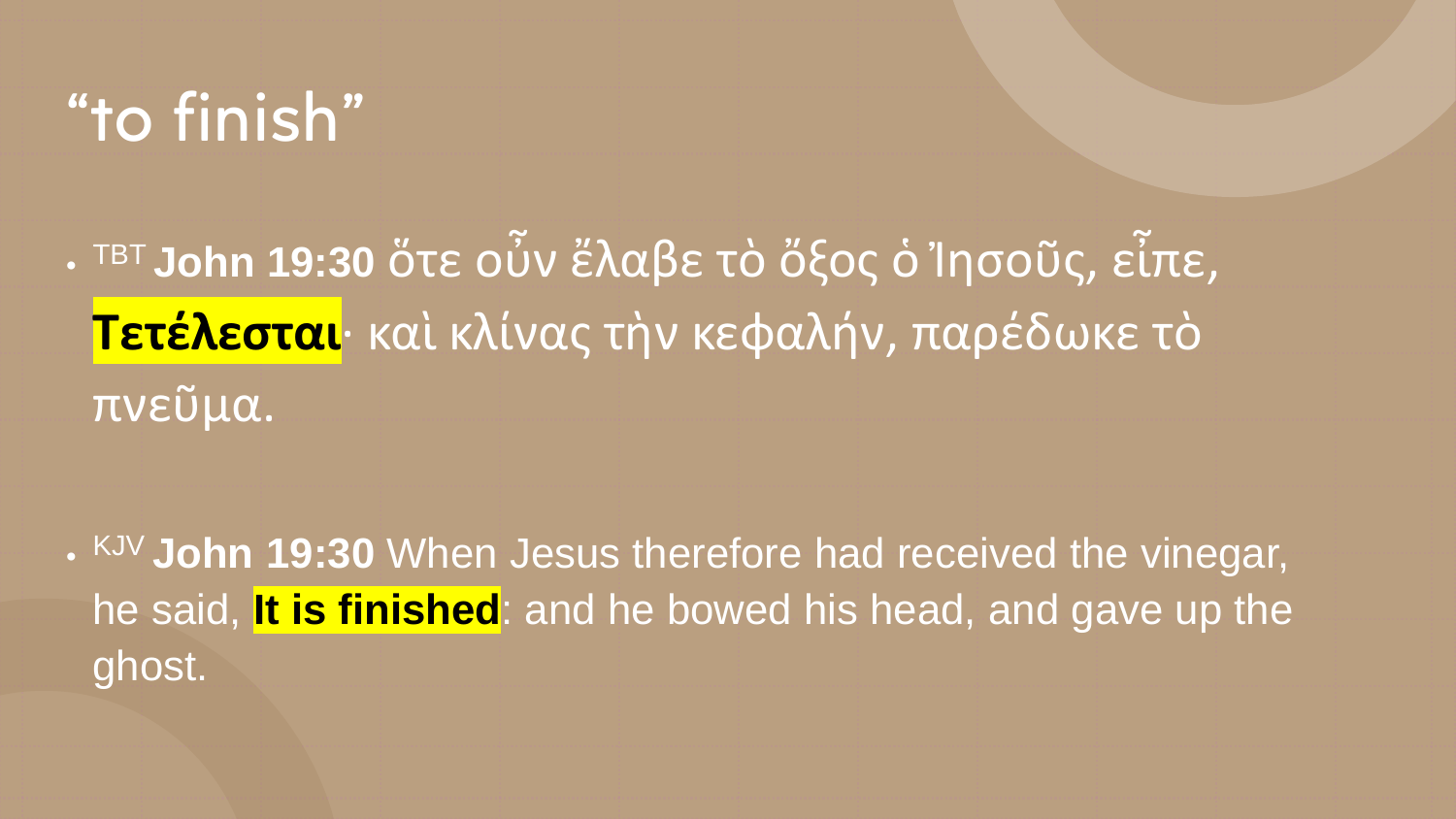# “to finish”

- TBT **John 19:30** ὅτε οὖν ἔλαβε τὸ ὄξος ὁ Ἰησοῦς, εἶπε, **Τετέλεσται**· καὶ κλίνας τὴν κεφαλήν, παρέδωκε τὸ πνεῦμα.

- KJV **John 19:30** When Jesus therefore had received the vinegar, he said, **It is finished**: and he bowed his head, and gave up the ghost.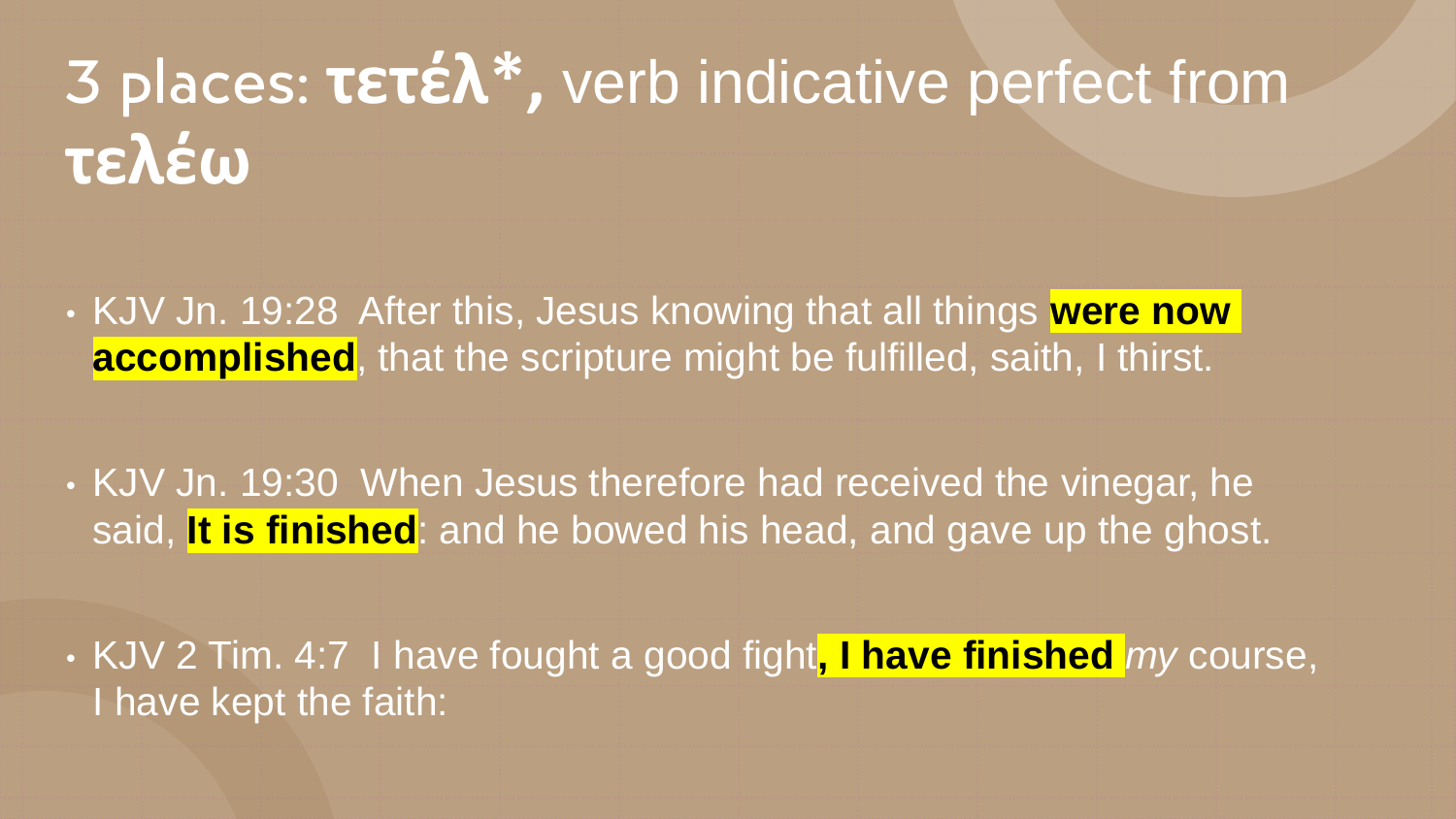# 3 places: **τετέλ\*,** verb indicative perfect from **τελέω**

- KJV Jn. 19:28 After this, Jesus knowing that all things **were now accomplished**, that the scripture might be fulfilled, saith, I thirst.

- KJV Jn. 19:30 When Jesus therefore had received the vinegar, he said, **It is finished**: and he bowed his head, and gave up the ghost.

- KJV 2 Tim. 4:7 I have fought a good fight**, I have finished** *my* course, I have kept the faith: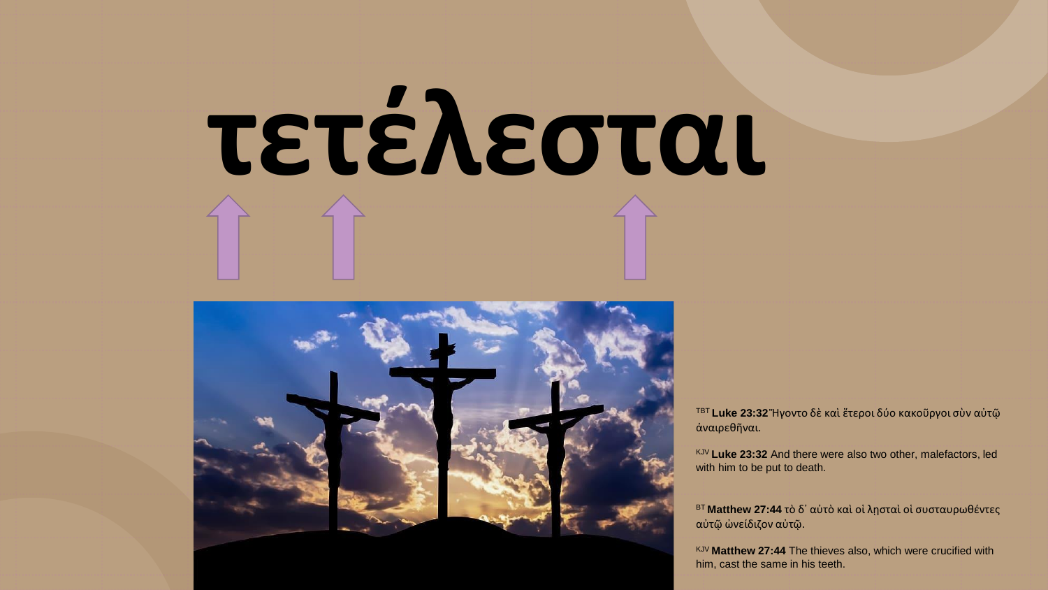# τετέλεσται

[TBT] **Luke 23:32** Ἤγοντο δὲ καὶ ἕτεροι δύο κακοῦργοι σὺν αὐτῷ ἀναιρεθῆναι.

[KJV] **Luke 23:32** And there were also two other, malefactors, led with him to be put to death.

[BT] **Matthew 27:44** τὸ δ᾽ αὐτὸ καὶ οἱ λῃσταὶ οἱ συσταυρωθέντες αὐτῷ ὠνείδιζον αὐτῷ.

[KJV] **Matthew 27:44** The thieves also, which were crucified with him, cast the same in his teeth.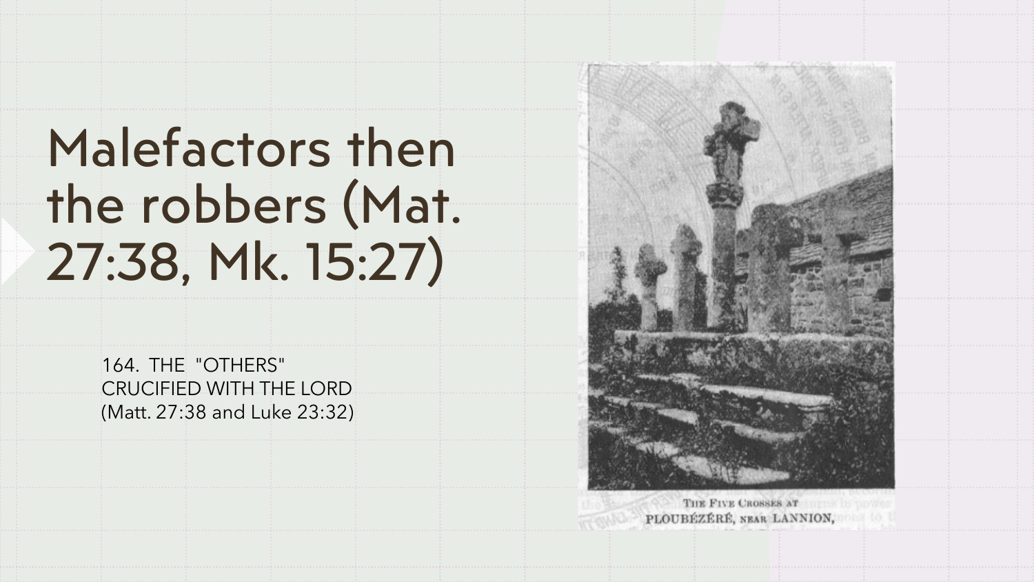# Malefactors then the robbers (Mat. 27:38, Mk. 15:27)

164. THE "OTHERS" CRUCIFIED WITH THE LORD (Matt. 27:38 and Luke 23:32)

THE FIVE CROSSES AT PLOUBÉZÉRÉ, NEAR LANNION,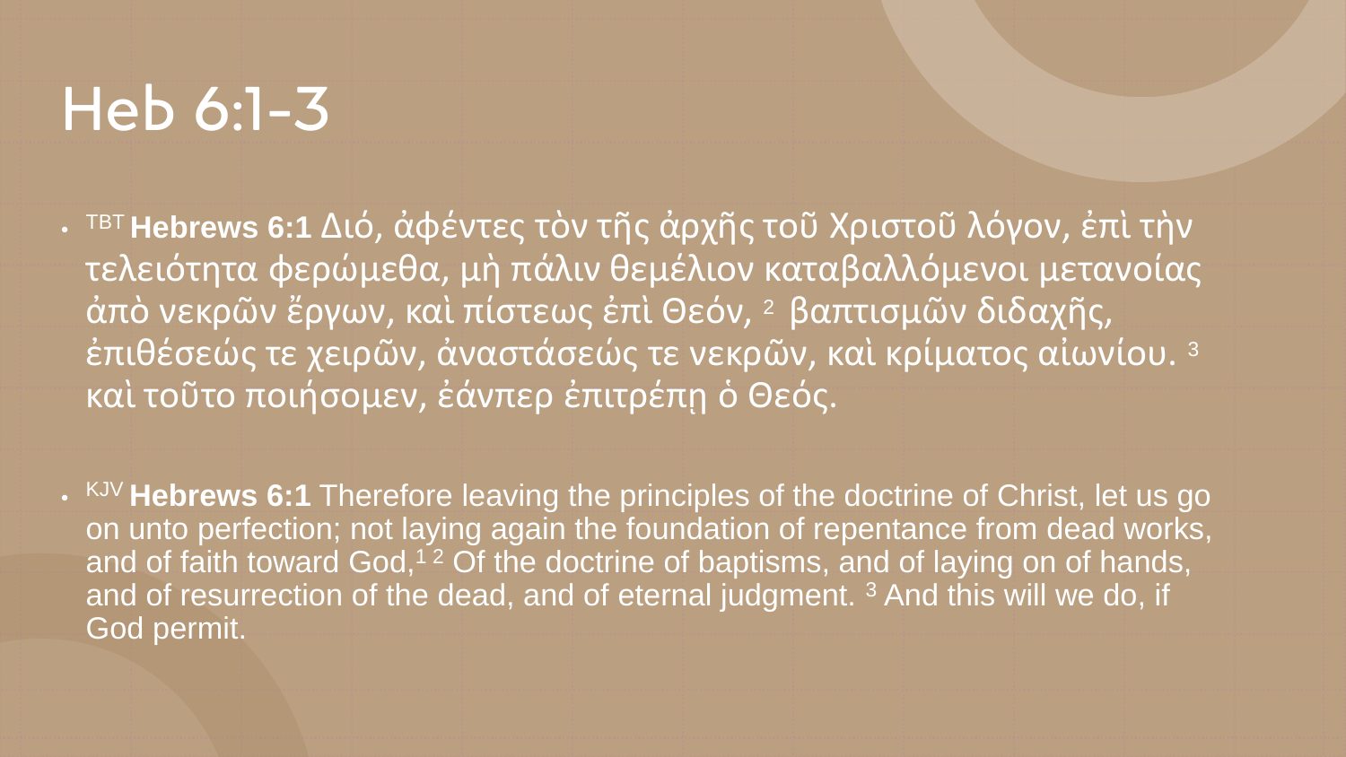# Heb 6:1-3

- [TBT] **Hebrews 6:1** Διό, ἀφέντες τὸν τῆς ἀρχῆς τοῦ Χριστοῦ λόγον, ἐπὶ τὴν τελειότητα φερώμεθα, μὴ πάλιν θεμέλιον καταβαλλόμενοι μετανοίας ἀπὸ νεκρῶν ἔργων, καὶ πίστεως ἐπὶ Θεόν, [2] βαπτισμῶν διδαχῆς, ἐπιθέσεώς τε χειρῶν, ἀναστάσεώς τε νεκρῶν, καὶ κρίματος αἰωνίου. [3] καὶ τοῦτο ποιήσομεν, ἐάνπερ ἐπιτρέπῃ ὁ Θεός.
- [KJV] **Hebrews 6:1** Therefore leaving the principles of the doctrine of Christ, let us go on unto perfection; not laying again the foundation of repentance from dead works, and of faith toward God,[1] [2] Of the doctrine of baptisms, and of laying on of hands, and of resurrection of the dead, and of eternal judgment. [3] And this will we do, if God permit.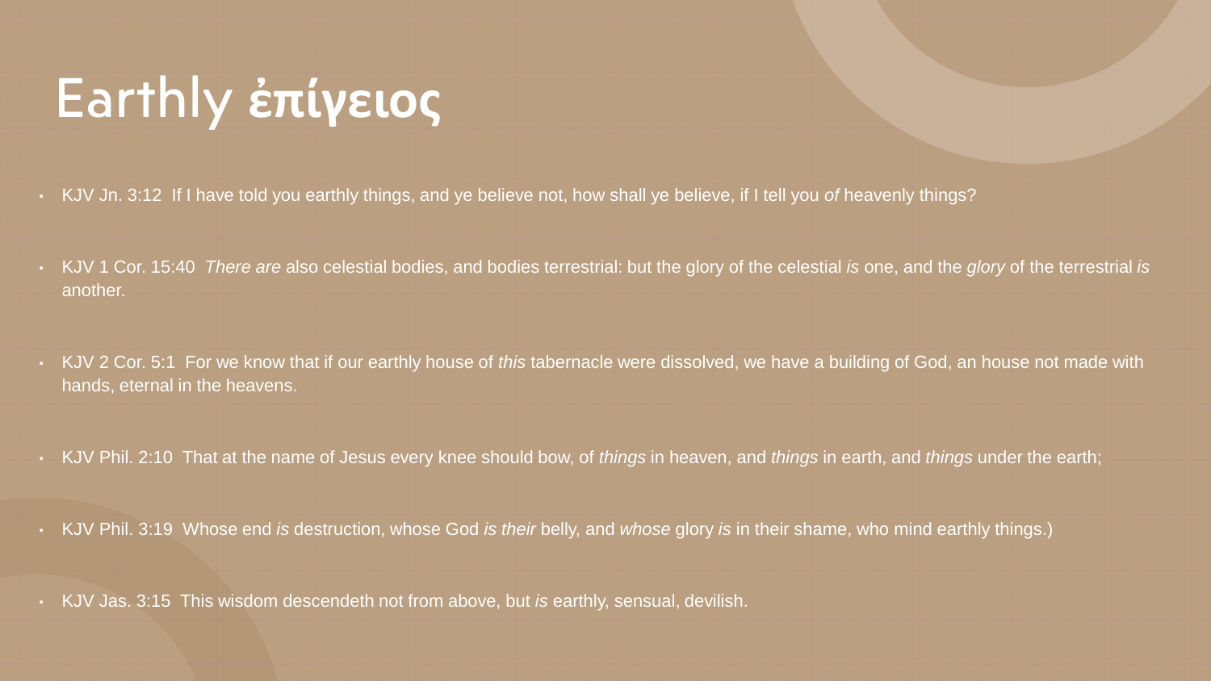# Earthly ἐπίγειος

- KJV Jn. 3:12  If I have told you earthly things, and ye believe not, how shall ye believe, if I tell you *of* heavenly things?
- KJV 1 Cor. 15:40  *There are* also celestial bodies, and bodies terrestrial: but the glory of the celestial *is* one, and the *glory* of the terrestrial *is* another.
- KJV 2 Cor. 5:1  For we know that if our earthly house of *this* tabernacle were dissolved, we have a building of God, an house not made with hands, eternal in the heavens.
- KJV Phil. 2:10  That at the name of Jesus every knee should bow, of *things* in heaven, and *things* in earth, and *things* under the earth;
- KJV Phil. 3:19  Whose end *is* destruction, whose God *is their* belly, and *whose* glory *is* in their shame, who mind earthly things.)
- KJV Jas. 3:15  This wisdom descendeth not from above, but *is* earthly, sensual, devilish.